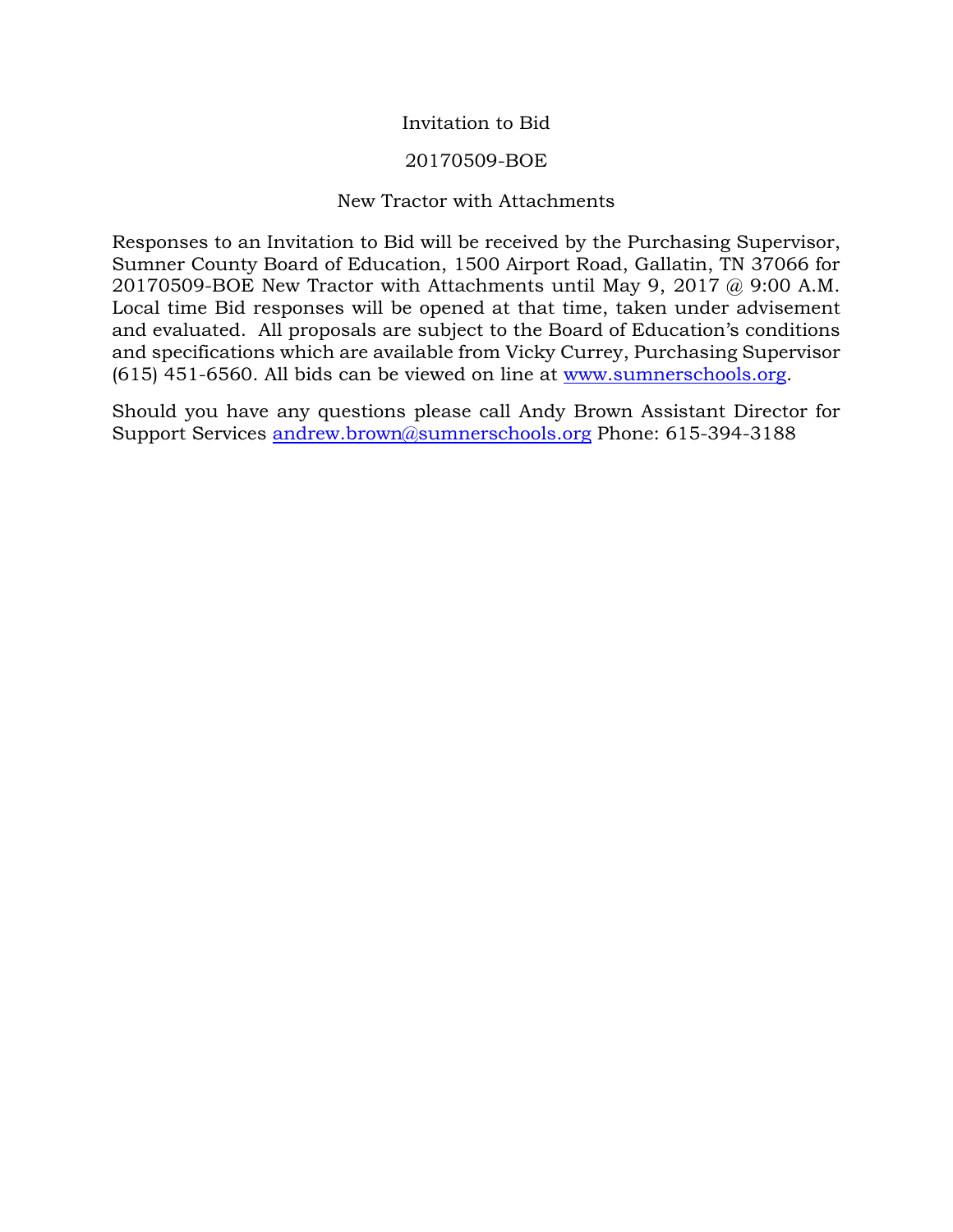# Invitation to Bid

## 20170509-BOE

## New Tractor with Attachments

Responses to an Invitation to Bid will be received by the Purchasing Supervisor, Sumner County Board of Education, 1500 Airport Road, Gallatin, TN 37066 for 20170509-BOE New Tractor with Attachments until May 9, 2017 @ 9:00 A.M. Local time Bid responses will be opened at that time, taken under advisement and evaluated. All proposals are subject to the Board of Education's conditions and specifications which are available from Vicky Currey, Purchasing Supervisor (615) 451-6560. All bids can be viewed on line at [www.sumnerschools.org](http://www.sumnerschools.org).

Should you have any questions please call Andy Brown Assistant Director for Support Services [andrew.brown@sumnerschools.org](mailto:andrew.brown@sumnerschools.org) Phone: 615-394-3188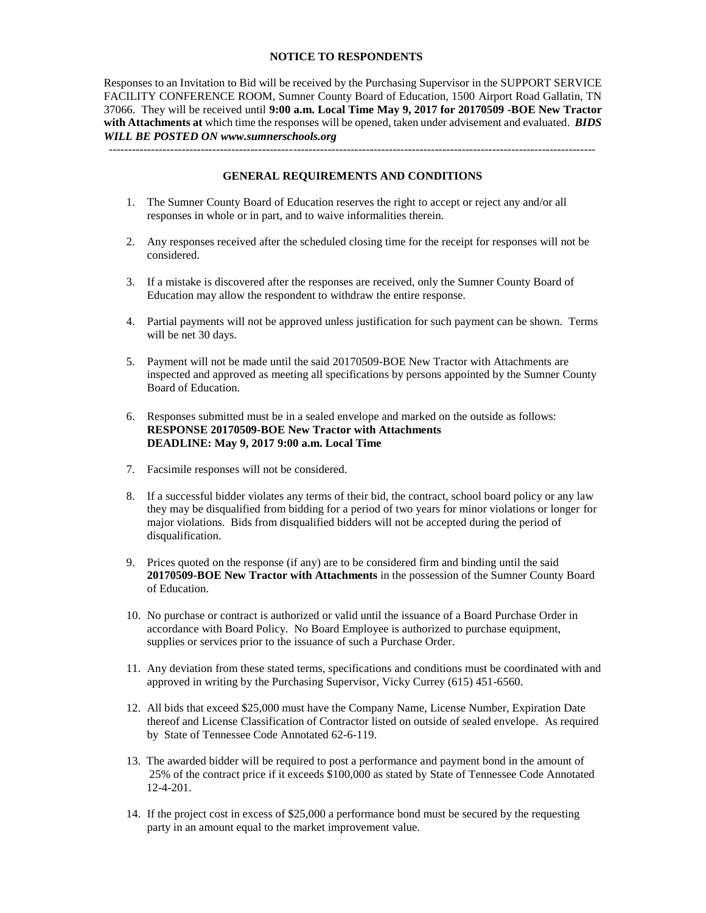## NOTICE TO RESPONDENTS

Responses to an Invitation to Bid will be received by the Purchasing Supervisor in the SUPPORT SERVICE FACILITY CONFERENCE ROOM, Sumner County Board of Education, 1500 Airport Road Gallatin, TN 37066. They will be received until **9:00 a.m. Local Time May 9, 2017 for 20170509 -BOE New Tractor with Attachments at** which time the responses will be opened, taken under advisement and evaluated. ***BIDS WILL BE POSTED ON www.sumnerschools.org***

---

## GENERAL REQUIREMENTS AND CONDITIONS

1. The Sumner County Board of Education reserves the right to accept or reject any and/or all responses in whole or in part, and to waive informalities therein.

2. Any responses received after the scheduled closing time for the receipt for responses will not be considered.

3. If a mistake is discovered after the responses are received, only the Sumner County Board of Education may allow the respondent to withdraw the entire response.

4. Partial payments will not be approved unless justification for such payment can be shown. Terms will be net 30 days.

5. Payment will not be made until the said 20170509-BOE New Tractor with Attachments are inspected and approved as meeting all specifications by persons appointed by the Sumner County Board of Education.

6. Responses submitted must be in a sealed envelope and marked on the outside as follows:
   **RESPONSE 20170509-BOE New Tractor with Attachments**
   **DEADLINE: May 9, 2017 9:00 a.m. Local Time**

7. Facsimile responses will not be considered.

8. If a successful bidder violates any terms of their bid, the contract, school board policy or any law they may be disqualified from bidding for a period of two years for minor violations or longer for major violations. Bids from disqualified bidders will not be accepted during the period of disqualification.

9. Prices quoted on the response (if any) are to be considered firm and binding until the said **20170509-BOE New Tractor with Attachments** in the possession of the Sumner County Board of Education.

10. No purchase or contract is authorized or valid until the issuance of a Board Purchase Order in accordance with Board Policy. No Board Employee is authorized to purchase equipment, supplies or services prior to the issuance of such a Purchase Order.

11. Any deviation from these stated terms, specifications and conditions must be coordinated with and approved in writing by the Purchasing Supervisor, Vicky Currey (615) 451-6560.

12. All bids that exceed $25,000 must have the Company Name, License Number, Expiration Date thereof and License Classification of Contractor listed on outside of sealed envelope. As required by State of Tennessee Code Annotated 62-6-119.

13. The awarded bidder will be required to post a performance and payment bond in the amount of 25% of the contract price if it exceeds $100,000 as stated by State of Tennessee Code Annotated 12-4-201.

14. If the project cost in excess of $25,000 a performance bond must be secured by the requesting party in an amount equal to the market improvement value.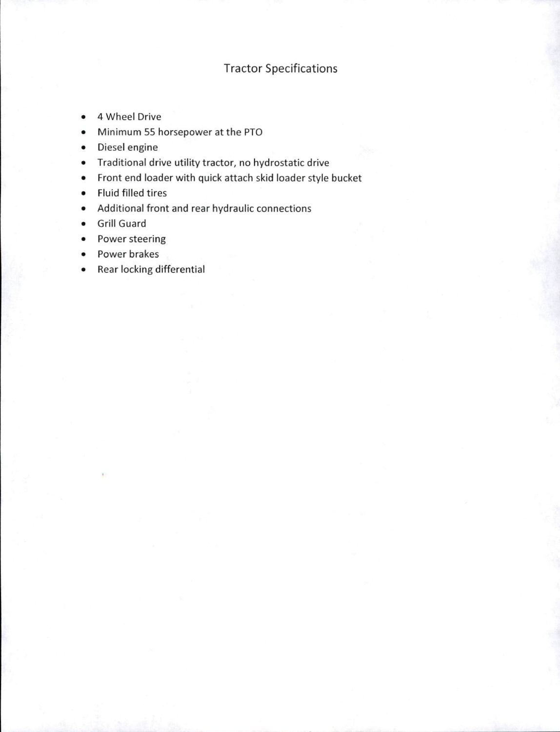# Tractor Specifications

- 4 Wheel Drive
- Minimum 55 horsepower at the PTO
- Diesel engine
- Traditional drive utility tractor, no hydrostatic drive
- Front end loader with quick attach skid loader style bucket
- Fluid filled tires
- Additional front and rear hydraulic connections
- Grill Guard
- Power steering
- Power brakes
- Rear locking differential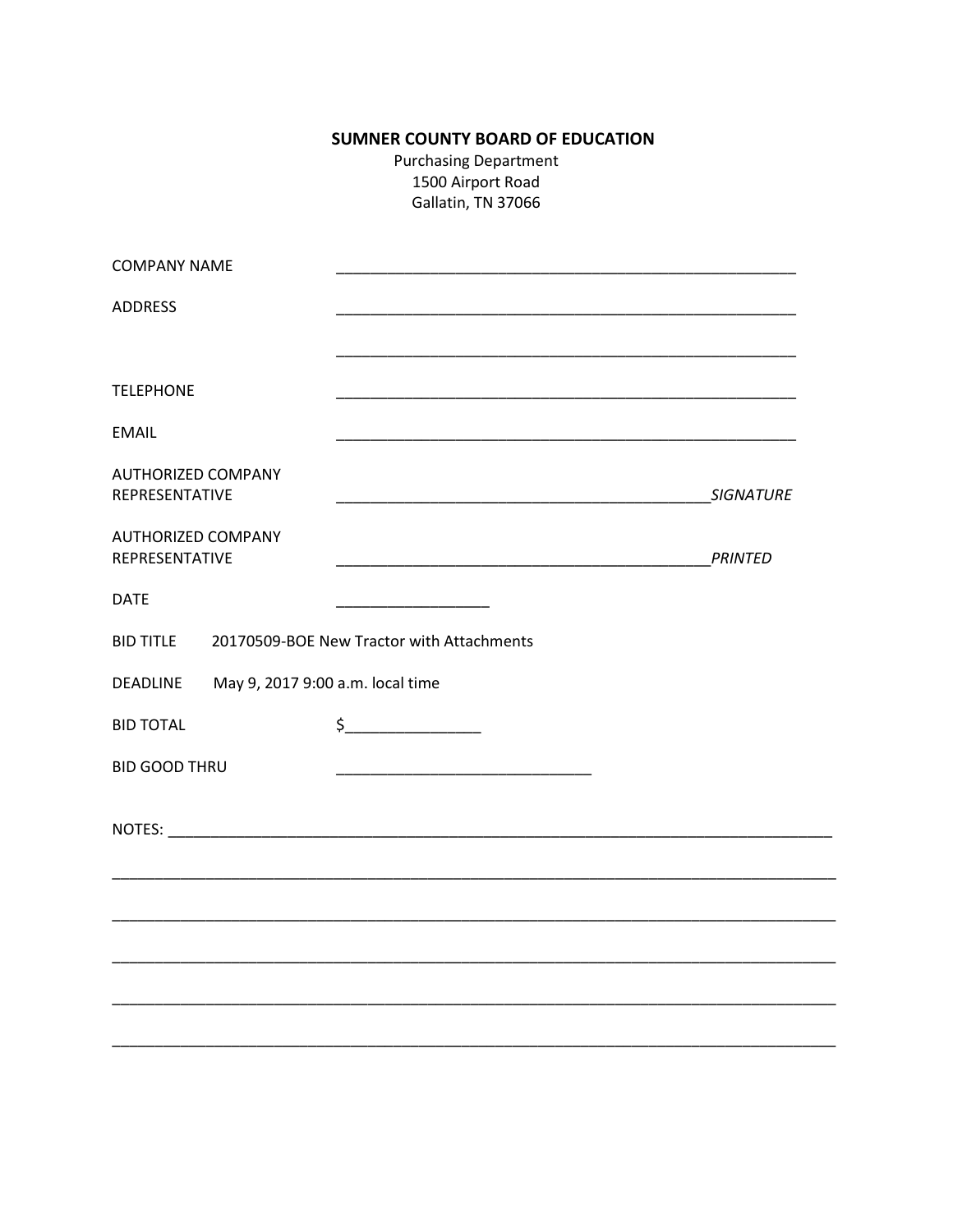**SUMNER COUNTY BOARD OF EDUCATION**

Purchasing Department
1500 Airport Road
Gallatin, TN 37066

COMPANY NAME _______________________________________________________

ADDRESS _______________________________________________________

_______________________________________________________

TELEPHONE _______________________________________________________

EMAIL _______________________________________________________

AUTHORIZED COMPANY REPRESENTATIVE _____________________________________________*SIGNATURE*

AUTHORIZED COMPANY REPRESENTATIVE _____________________________________________*PRINTED*

DATE __________________

BID TITLE 20170509-BOE New Tractor with Attachments

DEADLINE May 9, 2017 9:00 a.m. local time

BID TOTAL $________________

BID GOOD THRU ______________________________

NOTES: _______________________________________________________________________________

_______________________________________________________________________________________

_______________________________________________________________________________________

_______________________________________________________________________________________

_______________________________________________________________________________________

_______________________________________________________________________________________